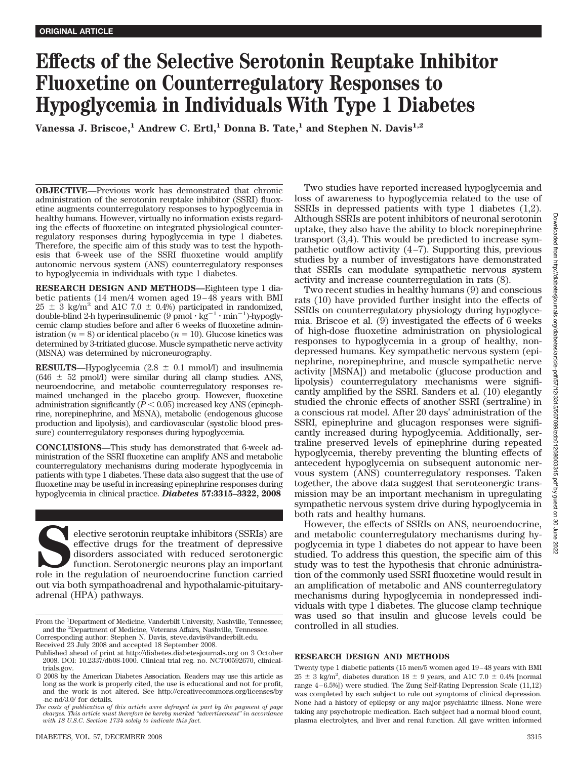ORIGINAL ARTICLE

# Effects of the Selective Serotonin Reuptake Inhibitor Fluoxetine on Counterregulatory Responses to Hypoglycemia in Individuals With Type 1 Diabetes

**Vanessa J. Briscoe,[1] Andrew C. Ertl,[1] Donna B. Tate,[1] and Stephen N. Davis[1,2]**

**OBJECTIVE**—Previous work has demonstrated that chronic administration of the serotonin reuptake inhibitor (SSRI) fluoxetine augments counterregulatory responses to hypoglycemia in healthy humans. However, virtually no information exists regarding the effects of fluoxetine on integrated physiological counterregulatory responses during hypoglycemia in type 1 diabetes. Therefore, the specific aim of this study was to test the hypothesis that 6-week use of the SSRI fluoxetine would amplify autonomic nervous system (ANS) counterregulatory responses to hypoglycemia in individuals with type 1 diabetes.

**RESEARCH DESIGN AND METHODS**—Eighteen type 1 diabetic patients (14 men/4 women aged 19–48 years with BMI $25 \pm 3$ kg/m$^2$ and A1C $7.0 \pm 0.4\%$) participated in randomized, double-blind 2-h hyperinsulinemic (9 pmol $\cdot$ kg$^{-1}$ $\cdot$ min$^{-1}$)-hypoglycemic clamp studies before and after 6 weeks of fluoxetine administration ($n = 8$) or identical placebo ($n = 10$). Glucose kinetics was determined by 3-tritiated glucose. Muscle sympathetic nerve activity (MSNA) was determined by microneurography.

**RESULTS**—Hypoglycemia ($2.8 \pm 0.1$ mmol/l) and insulinemia ($646 \pm 52$ pmol/l) were similar during all clamp studies. ANS, neuroendocrine, and metabolic counterregulatory responses remained unchanged in the placebo group. However, fluoxetine administration significantly ($P < 0.05$) increased key ANS (epinephrine, norepinephrine, and MSNA), metabolic (endogenous glucose production and lipolysis), and cardiovascular (systolic blood pressure) counterregulatory responses during hypoglycemia.

**CONCLUSIONS**—This study has demonstrated that 6-week administration of the SSRI fluoxetine can amplify ANS and metabolic counterregulatory mechanisms during moderate hypoglycemia in patients with type 1 diabetes. These data also suggest that the use of fluoxetine may be useful in increasing epinephrine responses during hypoglycemia in clinical practice. ***Diabetes* 57:3315–3322, 2008**

Selective serotonin reuptake inhibitors (SSRIs) are effective drugs for the treatment of depressive disorders associated with reduced serotonergic function. Serotonergic neurons play an important role in the regulation of neuroendocrine function carried out via both sympathoadrenal and hypothalamic-pituitary-adrenal (HPA) pathways.

Two studies have reported increased hypoglycemia and loss of awareness to hypoglycemia related to the use of SSRIs in depressed patients with type 1 diabetes (1,2). Although SSRIs are potent inhibitors of neuronal serotonin uptake, they also have the ability to block norepinephrine transport (3,4). This would be predicted to increase sympathetic outflow activity (4–7). Supporting this, previous studies by a number of investigators have demonstrated that SSRIs can modulate sympathetic nervous system activity and increase counterregulation in rats (8).

Two recent studies in healthy humans (9) and conscious rats (10) have provided further insight into the effects of SSRIs on counterregulatory physiology during hypoglycemia. Briscoe et al. (9) investigated the effects of 6 weeks of high-dose fluoxetine administration on physiological responses to hypoglycemia in a group of healthy, nondepressed humans. Key sympathetic nervous system (epinephrine, norepinephrine, and muscle sympathetic nerve activity [MSNA]) and metabolic (glucose production and lipolysis) counterregulatory mechanisms were significantly amplified by the SSRI. Sanders et al. (10) elegantly studied the chronic effects of another SSRI (sertraline) in a conscious rat model. After 20 days' administration of the SSRI, epinephrine and glucagon responses were significantly increased during hypoglycemia. Additionally, sertraline preserved levels of epinephrine during repeated hypoglycemia, thereby preventing the blunting effects of antecedent hypoglycemia on subsequent autonomic nervous system (ANS) counterregulatory responses. Taken together, the above data suggest that seroteonergic transmission may be an important mechanism in upregulating sympathetic nervous system drive during hypoglycemia in both rats and healthy humans.

However, the effects of SSRIs on ANS, neuroendocrine, and metabolic counterregulatory mechanisms during hypoglycemia in type 1 diabetes do not appear to have been studied. To address this question, the specific aim of this study was to test the hypothesis that chronic administration of the commonly used SSRI fluoxetine would result in an amplification of metabolic and ANS counterregulatory mechanisms during hypoglycemia in nondepressed individuals with type 1 diabetes. The glucose clamp technique was used so that insulin and glucose levels could be controlled in all studies.

## RESEARCH DESIGN AND METHODS

Twenty type 1 diabetic patients (15 men/5 women aged 19–48 years with BMI $25 \pm 3$ kg/m$^2$, diabetes duration $18 \pm 9$ years, and A1C $7.0 \pm 0.4\%$ [normal range 4–6.5%]) were studied. The Zung Self-Rating Depression Scale (11,12) was completed by each subject to rule out symptoms of clinical depression. None had a history of epilepsy or any major psychiatric illness. None were taking any psychotropic medication. Each subject had a normal blood count, plasma electrolytes, and liver and renal function. All gave written informed

From the [1]Department of Medicine, Vanderbilt University, Nashville, Tennessee; and the [2]Department of Medicine, Veterans Affairs, Nashville, Tennessee.
Corresponding author: Stephen N. Davis, steve.davis@vanderbilt.edu.
Received 23 July 2008 and accepted 18 September 2008.
Published ahead of print at http://diabetes.diabetesjournals.org on 3 October 2008. DOI: 10.2337/db08-1000. Clinical trial reg. no. NCT00592670, clinicaltrials.gov.
© 2008 by the American Diabetes Association. Readers may use this article as long as the work is properly cited, the use is educational and not for profit, and the work is not altered. See http://creativecommons.org/licenses/by-nc-nd/3.0/ for details.
*The costs of publication of this article were defrayed in part by the payment of page charges. This article must therefore be hereby marked "advertisement" in accordance with 18 U.S.C. Section 1734 solely to indicate this fact.*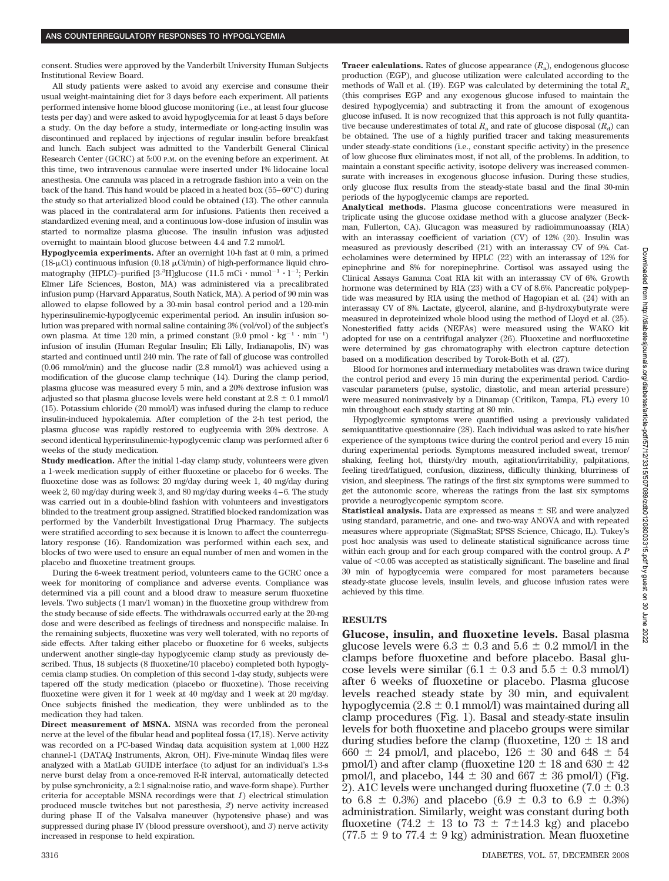consent. Studies were approved by the Vanderbilt University Human Subjects Institutional Review Board.

All study patients were asked to avoid any exercise and consume their usual weight-maintaining diet for 3 days before each experiment. All patients performed intensive home blood glucose monitoring (i.e., at least four glucose tests per day) and were asked to avoid hypoglycemia for at least 5 days before a study. On the day before a study, intermediate or long-acting insulin was discontinued and replaced by injections of regular insulin before breakfast and lunch. Each subject was admitted to the Vanderbilt General Clinical Research Center (GCRC) at 5:00 P.M. on the evening before an experiment. At this time, two intravenous cannulae were inserted under 1% lidocaine local anesthesia. One cannula was placed in a retrograde fashion into a vein on the back of the hand. This hand would be placed in a heated box (55–60°C) during the study so that arterialized blood could be obtained (13). The other cannula was placed in the contralateral arm for infusions. Patients then received a standardized evening meal, and a continuous low-dose infusion of insulin was started to normalize plasma glucose. The insulin infusion was adjusted overnight to maintain blood glucose between 4.4 and 7.2 mmol/l.

**Hypoglycemia experiments.** After an overnight 10-h fast at 0 min, a primed (18-μCi) continuous infusion (0.18 μCi/min) of high-performance liquid chromatography (HPLC)–purified [3-$^3$H]glucose (11.5 mCi · mmol$^{-1}$ · l$^{-1}$; Perkin Elmer Life Sciences, Boston, MA) was administered via a precalibrated infusion pump (Harvard Apparatus, South Natick, MA). A period of 90 min was allowed to elapse followed by a 30-min basal control period and a 120-min hyperinsulinemic-hypoglycemic experimental period. An insulin infusion solution was prepared with normal saline containing 3% (vol/vol) of the subject's own plasma. At time 120 min, a primed constant (9.0 pmol · kg$^{-1}$ · min$^{-1}$) infusion of insulin (Human Regular Insulin; Eli Lilly, Indianapolis, IN) was started and continued until 240 min. The rate of fall of glucose was controlled (0.06 mmol/min) and the glucose nadir (2.8 mmol/l) was achieved using a modification of the glucose clamp technique (14). During the clamp period, plasma glucose was measured every 5 min, and a 20% dextrose infusion was adjusted so that plasma glucose levels were held constant at 2.8 ± 0.1 mmol/l (15). Potassium chloride (20 mmol/l) was infused during the clamp to reduce insulin-induced hypokalemia. After completion of the 2-h test period, the plasma glucose was rapidly restored to euglycemia with 20% dextrose. A second identical hyperinsulinemic-hypoglycemic clamp was performed after 6 weeks of the study medication.

**Study medication.** After the initial 1-day clamp study, volunteers were given a 1-week medication supply of either fluoxetine or placebo for 6 weeks. The fluoxetine dose was as follows: 20 mg/day during week 1, 40 mg/day during week 2, 60 mg/day during week 3, and 80 mg/day during weeks 4–6. The study was carried out in a double-blind fashion with volunteers and investigators blinded to the treatment group assigned. Stratified blocked randomization was performed by the Vanderbilt Investigational Drug Pharmacy. The subjects were stratified according to sex because it is known to affect the counterregulatory response (16). Randomization was performed within each sex, and blocks of two were used to ensure an equal number of men and women in the placebo and fluoxetine treatment groups.

During the 6-week treatment period, volunteers came to the GCRC once a week for monitoring of compliance and adverse events. Compliance was determined via a pill count and a blood draw to measure serum fluoxetine levels. Two subjects (1 man/1 woman) in the fluoxetine group withdrew from the study because of side effects. The withdrawals occurred early at the 20-mg dose and were described as feelings of tiredness and nonspecific malaise. In the remaining subjects, fluoxetine was very well tolerated, with no reports of side effects. After taking either placebo or fluoxetine for 6 weeks, subjects underwent another single-day hypoglycemic clamp study as previously described. Thus, 18 subjects (8 fluoxetine/10 placebo) completed both hypoglycemia clamp studies. On completion of this second 1-day study, subjects were tapered off the study medication (placebo or fluoxetine). Those receiving fluoxetine were given it for 1 week at 40 mg/day and 1 week at 20 mg/day. Once subjects finished the medication, they were unblinded as to the medication they had taken.

**Direct measurement of MSNA.** MSNA was recorded from the peroneal nerve at the level of the fibular head and popliteal fossa (17,18). Nerve activity was recorded on a PC-based Windaq data acquisition system at 1,000 H2Z channel-1 (DATAQ Instruments, Akron, OH). Five-minute Windaq files were analyzed with a MatLab GUIDE interface (to adjust for an individual's 1.3-s nerve burst delay from a once-removed R-R interval, automatically detected by pulse synchronicity, a 2:1 signal:noise ratio, and wave-form shape). Further criteria for acceptable MSNA recordings were that *1*) electrical stimulation produced muscle twitches but not paresthesia, *2*) nerve activity increased during phase II of the Valsalva maneuver (hypotensive phase) and was suppressed during phase IV (blood pressure overshoot), and *3*) nerve activity increased in response to held expiration.

**Tracer calculations.** Rates of glucose appearance ($R_a$), endogenous glucose production (EGP), and glucose utilization were calculated according to the methods of Wall et al. (19). EGP was calculated by determining the total $R_a$ (this comprises EGP and any exogenous glucose infused to maintain the desired hypoglycemia) and subtracting it from the amount of exogenous glucose infused. It is now recognized that this approach is not fully quantitative because underestimates of total $R_a$ and rate of glucose disposal ($R_d$) can be obtained. The use of a highly purified tracer and taking measurements under steady-state conditions (i.e., constant specific activity) in the presence of low glucose flux eliminates most, if not all, of the problems. In addition, to maintain a constant specific activity, isotope delivery was increased commensurate with increases in exogenous glucose infusion. During these studies, only glucose flux results from the steady-state basal and the final 30-min periods of the hypoglycemic clamps are reported.

**Analytical methods.** Plasma glucose concentrations were measured in triplicate using the glucose oxidase method with a glucose analyzer (Beckman, Fullerton, CA). Glucagon was measured by radioimmunoassay (RIA) with an interassay coefficient of variation (CV) of 12% (20). Insulin was measured as previously described (21) with an interassay CV of 9%. Catecholamines were determined by HPLC (22) with an interassay of 12% for epinephrine and 8% for norepinephrine. Cortisol was assayed using the Clinical Assays Gamma Coat RIA kit with an interassay CV of 6%. Growth hormone was determined by RIA (23) with a CV of 8.6%. Pancreatic polypeptide was measured by RIA using the method of Hagopian et al. (24) with an interassay CV of 8%. Lactate, glycerol, alanine, and β-hydroxybutyrate were measured in deproteinized whole blood using the method of Lloyd et al. (25). Nonesterified fatty acids (NEFAs) were measured using the WAKO kit adopted for use on a centrifugal analyzer (26). Fluoxetine and norfluoxetine were determined by gas chromatography with electron capture detection based on a modification described by Torok-Both et al. (27).

Blood for hormones and intermediary metabolites was drawn twice during the control period and every 15 min during the experimental period. Cardiovascular parameters (pulse, systolic, diastolic, and mean arterial pressure) were measured noninvasively by a Dinamap (Critikon, Tampa, FL) every 10 min throughout each study starting at 80 min.

Hypoglycemic symptoms were quantified using a previously validated semiquantitative questionnaire (28). Each individual was asked to rate his/her experience of the symptoms twice during the control period and every 15 min during experimental periods. Symptoms measured included sweat, tremor/shaking, feeling hot, thirsty/dry mouth, agitation/irritability, palpitations, feeling tired/fatigued, confusion, dizziness, difficulty thinking, blurriness of vision, and sleepiness. The ratings of the first six symptoms were summed to get the autonomic score, whereas the ratings from the last six symptoms provide a neuroglycopenic symptom score.

**Statistical analysis.** Data are expressed as means ± SE and were analyzed using standard, parametric, and one- and two-way ANOVA and with repeated measures where appropriate (SigmaStat; SPSS Science, Chicago, IL). Tukey's post hoc analysis was used to delineate statistical significance across time within each group and for each group compared with the control group. A $P$ value of $<0.05$ was accepted as statistically significant. The baseline and final 30 min of hypoglycemia were compared for most parameters because steady-state glucose levels, insulin levels, and glucose infusion rates were achieved by this time.

## RESULTS

**Glucose, insulin, and fluoxetine levels.** Basal plasma glucose levels were 6.3 ± 0.3 and 5.6 ± 0.2 mmol/l in the clamps before fluoxetine and before placebo. Basal glucose levels were similar (6.1 ± 0.3 and 5.5 ± 0.3 mmol/l) after 6 weeks of fluoxetine or placebo. Plasma glucose levels reached steady state by 30 min, and equivalent hypoglycemia (2.8 ± 0.1 mmol/l) was maintained during all clamp procedures (Fig. 1). Basal and steady-state insulin levels for both fluoxetine and placebo groups were similar during studies before the clamp (fluoxetine, 120 ± 18 and 660 ± 24 pmol/l, and placebo, 126 ± 30 and 648 ± 54 pmol/l) and after clamp (fluoxetine 120 ± 18 and 630 ± 42 pmol/l, and placebo, 144 ± 30 and 667 ± 36 pmol/l) (Fig. 2). A1C levels were unchanged during fluoxetine (7.0 ± 0.3 to 6.8 ± 0.3%) and placebo (6.9 ± 0.3 to 6.9 ± 0.3%) administration. Similarly, weight was constant during both fluoxetine (74.2 ± 13 to 73 ± 7±14.3 kg) and placebo (77.5 ± 9 to 77.4 ± 9 kg) administration. Mean fluoxetine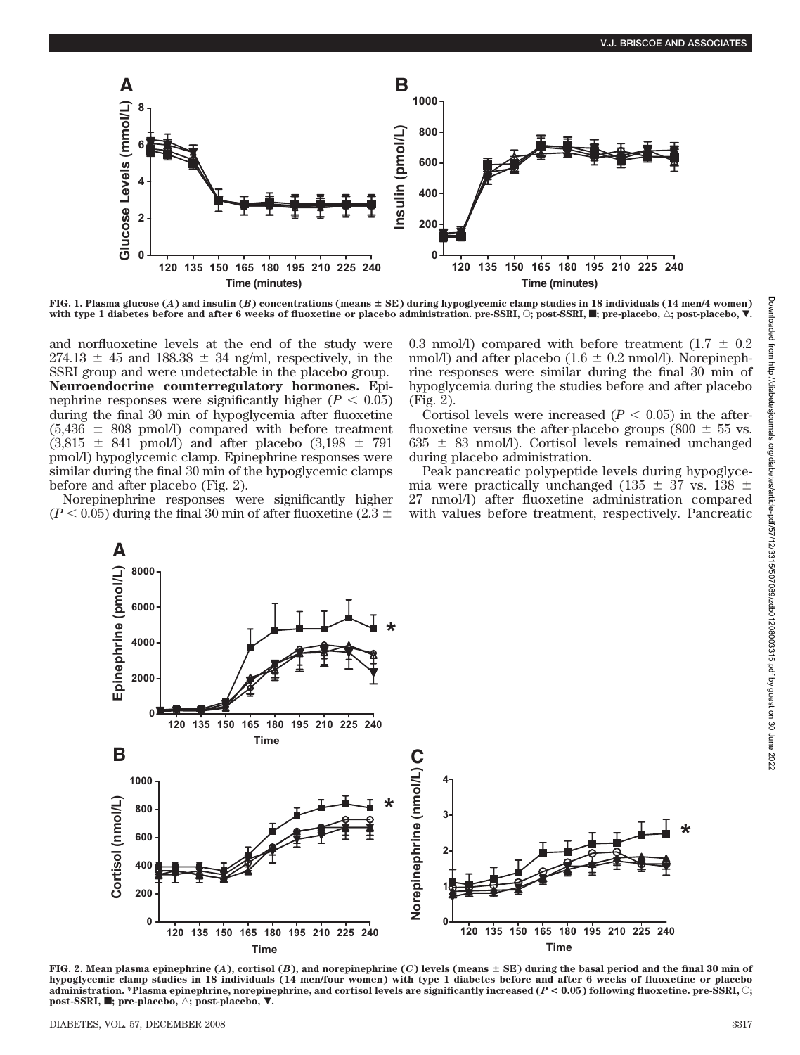FIG. 1. Plasma glucose (*A*) and insulin (*B*) concentrations (means ± SE) during hypoglycemic clamp studies in 18 individuals (14 men/4 women) with type 1 diabetes before and after 6 weeks of fluoxetine or placebo administration. pre-SSRI, ○; post-SSRI, ■; pre-placebo, △; post-placebo, ▼.

and norfluoxetine levels at the end of the study were 274.13 ± 45 and 188.38 ± 34 ng/ml, respectively, in the SSRI group and were undetectable in the placebo group.

**Neuroendocrine counterregulatory hormones.** Epinephrine responses were significantly higher ($P < 0.05$) during the final 30 min of hypoglycemia after fluoxetine (5,436 ± 808 pmol/l) compared with before treatment (3,815 ± 841 pmol/l) and after placebo (3,198 ± 791 pmol/l) hypoglycemic clamp. Epinephrine responses were similar during the final 30 min of the hypoglycemic clamps before and after placebo (Fig. 2).

Norepinephrine responses were significantly higher ($P < 0.05$) during the final 30 min of after fluoxetine (2.3 ± 0.3 nmol/l) compared with before treatment (1.7 ± 0.2 nmol/l) and after placebo (1.6 ± 0.2 nmol/l). Norepinephrine responses were similar during the final 30 min of hypoglycemia during the studies before and after placebo (Fig. 2).

Cortisol levels were increased ($P < 0.05$) in the after-fluoxetine versus the after-placebo groups (800 ± 55 vs. 635 ± 83 nmol/l). Cortisol levels remained unchanged during placebo administration.

Peak pancreatic polypeptide levels during hypoglycemia were practically unchanged (135 ± 37 vs. 138 ± 27 nmol/l) after fluoxetine administration compared with values before treatment, respectively. Pancreatic

FIG. 2. Mean plasma epinephrine (*A*), cortisol (*B*), and norepinephrine (*C*) levels (means ± SE) during the basal period and the final 30 min of hypoglycemic clamp studies in 18 individuals (14 men/four women) with type 1 diabetes before and after 6 weeks of fluoxetine or placebo administration. *Plasma epinephrine, norepinephrine, and cortisol levels are significantly increased ($P < 0.05$) following fluoxetine. pre-SSRI, ○; post-SSRI, ■; pre-placebo, △; post-placebo, ▼.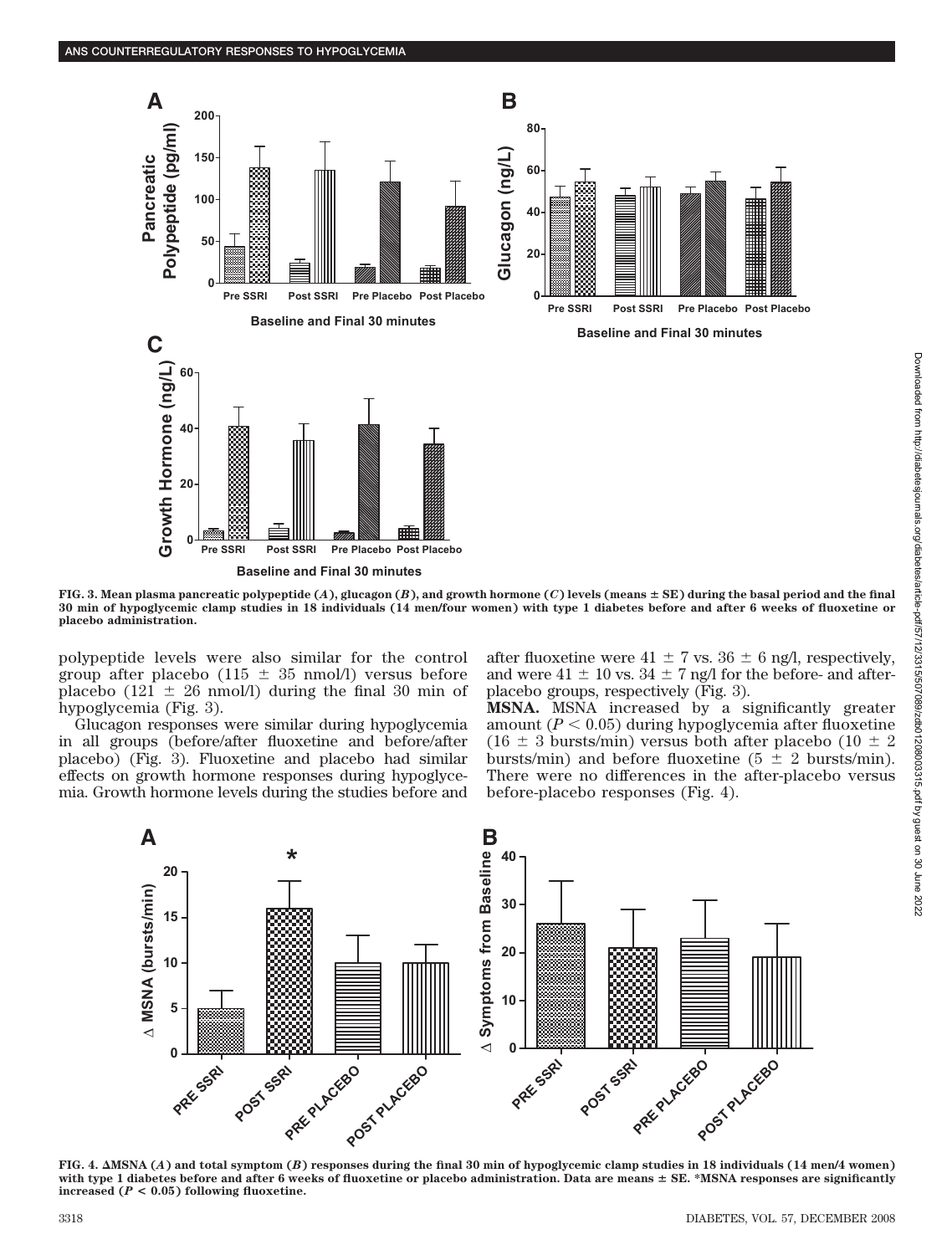FIG. 3. Mean plasma pancreatic polypeptide (*A*), glucagon (*B*), and growth hormone (*C*) levels (means ± SE) during the basal period and the final 30 min of hypoglycemic clamp studies in 18 individuals (14 men/four women) with type 1 diabetes before and after 6 weeks of fluoxetine or placebo administration.

polypeptide levels were also similar for the control group after placebo (115 ± 35 nmol/l) versus before placebo (121 ± 26 nmol/l) during the final 30 min of hypoglycemia (Fig. 3).

Glucagon responses were similar during hypoglycemia in all groups (before/after fluoxetine and before/after placebo) (Fig. 3). Fluoxetine and placebo had similar effects on growth hormone responses during hypoglycemia. Growth hormone levels during the studies before and after fluoxetine were 41 ± 7 vs. 36 ± 6 ng/l, respectively, and were 41 ± 10 vs. 34 ± 7 ng/l for the before- and after-placebo groups, respectively (Fig. 3).

**MSNA.** MSNA increased by a significantly greater amount ($P < 0.05$) during hypoglycemia after fluoxetine (16 ± 3 bursts/min) versus both after placebo (10 ± 2 bursts/min) and before fluoxetine (5 ± 2 bursts/min). There were no differences in the after-placebo versus before-placebo responses (Fig. 4).

FIG. 4. ΔMSNA (*A*) and total symptom (*B*) responses during the final 30 min of hypoglycemic clamp studies in 18 individuals (14 men/4 women) with type 1 diabetes before and after 6 weeks of fluoxetine or placebo administration. Data are means ± SE. *MSNA responses are significantly increased ($P < 0.05$) following fluoxetine.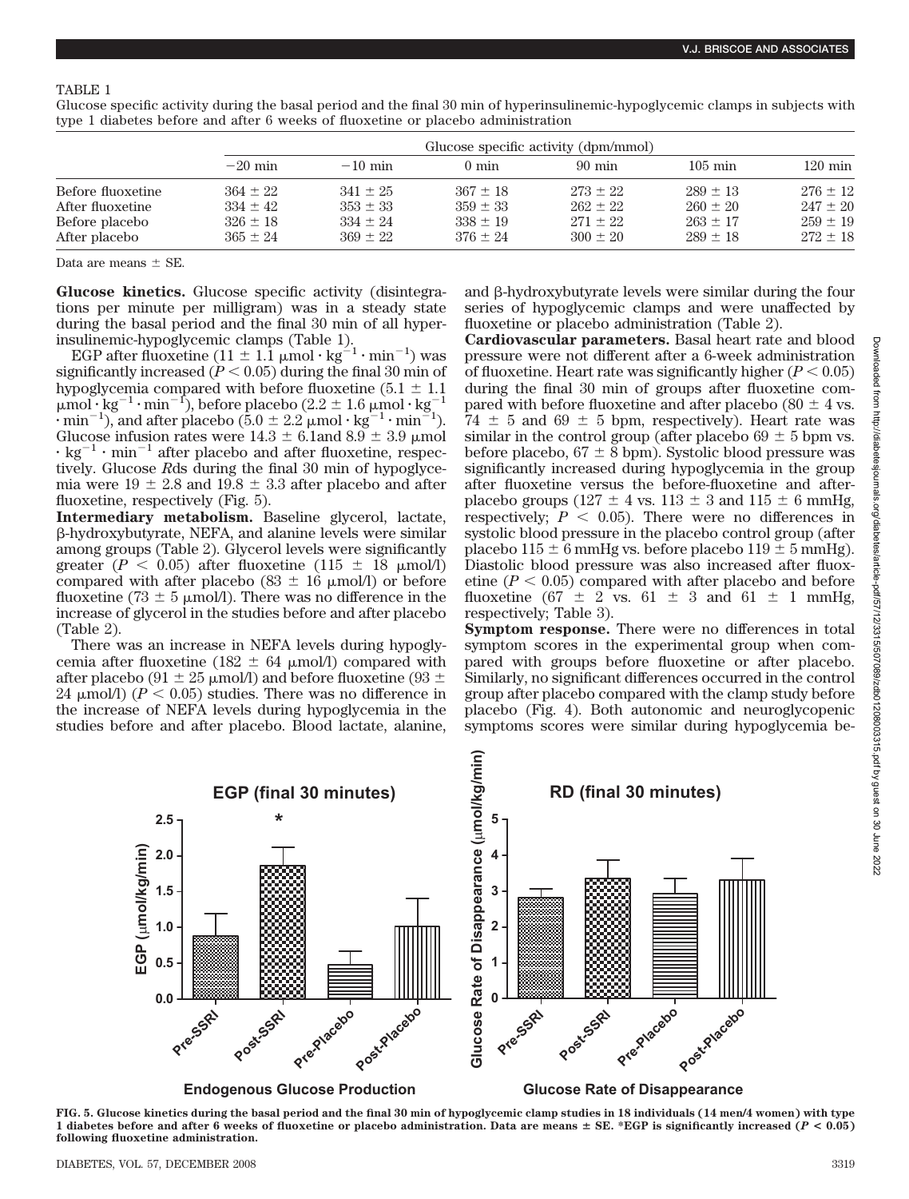TABLE 1

Glucose specific activity during the basal period and the final 30 min of hyperinsulinemic-hypoglycemic clamps in subjects with type 1 diabetes before and after 6 weeks of fluoxetine or placebo administration

| | Glucose specific activity (dpm/mmol) | | | | | |
|---|---|---|---|---|---|---|
| | −20 min | −10 min | 0 min | 90 min | 105 min | 120 min |
| Before fluoxetine | 364 ± 22 | 341 ± 25 | 367 ± 18 | 273 ± 22 | 289 ± 13 | 276 ± 12 |
| After fluoxetine | 334 ± 42 | 353 ± 33 | 359 ± 33 | 262 ± 22 | 260 ± 20 | 247 ± 20 |
| Before placebo | 326 ± 18 | 334 ± 24 | 338 ± 19 | 271 ± 22 | 263 ± 17 | 259 ± 19 |
| After placebo | 365 ± 24 | 369 ± 22 | 376 ± 24 | 300 ± 20 | 289 ± 18 | 272 ± 18 |

Data are means ± SE.

**Glucose kinetics.** Glucose specific activity (disintegrations per minute per milligram) was in a steady state during the basal period and the final 30 min of all hyperinsulinemic-hypoglycemic clamps (Table 1).

EGP after fluoxetine ($11 \pm 1.1$ μmol · kg$^{-1}$ · min$^{-1}$) was significantly increased ($P < 0.05$) during the final 30 min of hypoglycemia compared with before fluoxetine ($5.1 \pm 1.1$ μmol · kg$^{-1}$ · min$^{-1}$), before placebo ($2.2 \pm 1.6$ μmol · kg$^{-1}$ · min$^{-1}$), and after placebo ($5.0 \pm 2.2$ μmol · kg$^{-1}$ · min$^{-1}$). Glucose infusion rates were $14.3 \pm 6.1$and $8.9 \pm 3.9$ μmol · kg$^{-1}$ · min$^{-1}$ after placebo and after fluoxetine, respectively. Glucose *R*ds during the final 30 min of hypoglycemia were $19 \pm 2.8$ and $19.8 \pm 3.3$ after placebo and after fluoxetine, respectively (Fig. 5).

**Intermediary metabolism.** Baseline glycerol, lactate, β-hydroxybutyrate, NEFA, and alanine levels were similar among groups (Table 2). Glycerol levels were significantly greater ($P < 0.05$) after fluoxetine ($115 \pm 18$ μmol/l) compared with after placebo ($83 \pm 16$ μmol/l) or before fluoxetine ($73 \pm 5$ μmol/l). There was no difference in the increase of glycerol in the studies before and after placebo (Table 2).

There was an increase in NEFA levels during hypoglycemia after fluoxetine ($182 \pm 64$ μmol/l) compared with after placebo ($91 \pm 25$ μmol/l) and before fluoxetine ($93 \pm 24$ μmol/l) ($P < 0.05$) studies. There was no difference in the increase of NEFA levels during hypoglycemia in the studies before and after placebo. Blood lactate, alanine, and β-hydroxybutyrate levels were similar during the four series of hypoglycemic clamps and were unaffected by fluoxetine or placebo administration (Table 2).

**Cardiovascular parameters.** Basal heart rate and blood pressure were not different after a 6-week administration of fluoxetine. Heart rate was significantly higher ($P < 0.05$) during the final 30 min of groups after fluoxetine compared with before fluoxetine and after placebo ($80 \pm 4$ vs. $74 \pm 5$ and $69 \pm 5$ bpm, respectively). Heart rate was similar in the control group (after placebo $69 \pm 5$ bpm vs. before placebo, $67 \pm 8$ bpm). Systolic blood pressure was significantly increased during hypoglycemia in the group after fluoxetine versus the before-fluoxetine and after-placebo groups ($127 \pm 4$ vs. $113 \pm 3$ and $115 \pm 6$ mmHg, respectively; $P < 0.05$). There were no differences in systolic blood pressure in the placebo control group (after placebo $115 \pm 6$ mmHg vs. before placebo $119 \pm 5$ mmHg). Diastolic blood pressure was also increased after fluoxetine ($P < 0.05$) compared with after placebo and before fluoxetine ($67 \pm 2$ vs. $61 \pm 3$ and $61 \pm 1$ mmHg, respectively; Table 3).

**Symptom response.** There were no differences in total symptom scores in the experimental group when compared with groups before fluoxetine or after placebo. Similarly, no significant differences occurred in the control group after placebo compared with the clamp study before placebo (Fig. 4). Both autonomic and neuroglycopenic symptoms scores were similar during hypoglycemia be-

**FIG. 5. Glucose kinetics during the basal period and the final 30 min of hypoglycemic clamp studies in 18 individuals (14 men/4 women) with type 1 diabetes before and after 6 weeks of fluoxetine or placebo administration. Data are means ± SE. *EGP is significantly increased ($P < 0.05$) following fluoxetine administration.**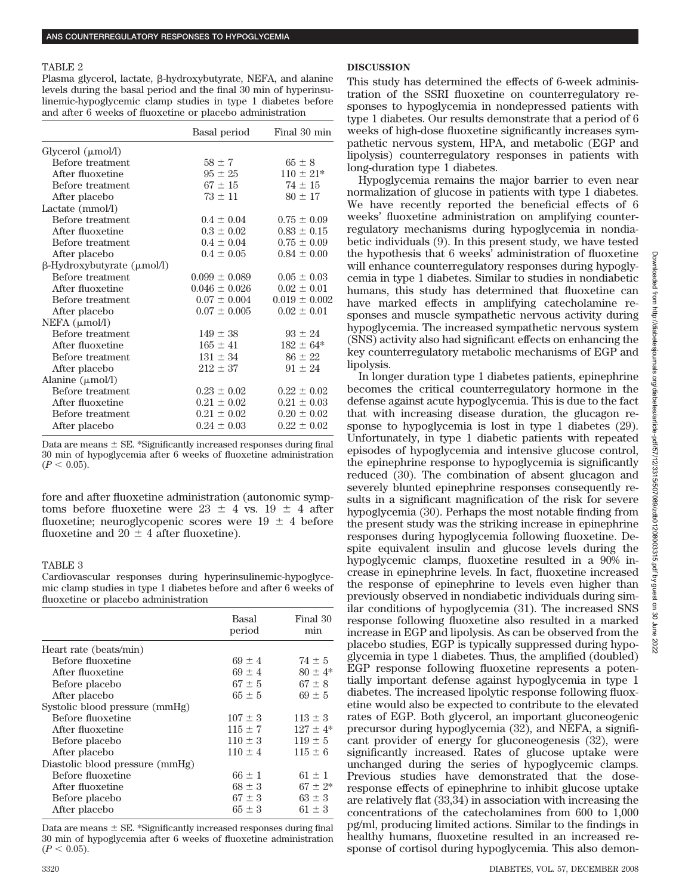TABLE 2

Plasma glycerol, lactate, β-hydroxybutyrate, NEFA, and alanine levels during the basal period and the final 30 min of hyperinsulinemic-hypoglycemic clamp studies in type 1 diabetes before and after 6 weeks of fluoxetine or placebo administration

| | Basal period | Final 30 min |
|---|---|---|
| Glycerol (μmol/l) | | |
| Before treatment | 58 ± 7 | 65 ± 8 |
| After fluoxetine | 95 ± 25 | 110 ± 21* |
| Before treatment | 67 ± 15 | 74 ± 15 |
| After placebo | 73 ± 11 | 80 ± 17 |
| Lactate (mmol/l) | | |
| Before treatment | 0.4 ± 0.04 | 0.75 ± 0.09 |
| After fluoxetine | 0.3 ± 0.02 | 0.83 ± 0.15 |
| Before treatment | 0.4 ± 0.04 | 0.75 ± 0.09 |
| After placebo | 0.4 ± 0.05 | 0.84 ± 0.00 |
| β-Hydroxybutyrate (μmol/l) | | |
| Before treatment | 0.099 ± 0.089 | 0.05 ± 0.03 |
| After fluoxetine | 0.046 ± 0.026 | 0.02 ± 0.01 |
| Before treatment | 0.07 ± 0.004 | 0.019 ± 0.002 |
| After placebo | 0.07 ± 0.005 | 0.02 ± 0.01 |
| NEFA (μmol/l) | | |
| Before treatment | 149 ± 38 | 93 ± 24 |
| After fluoxetine | 165 ± 41 | 182 ± 64* |
| Before treatment | 131 ± 34 | 86 ± 22 |
| After placebo | 212 ± 37 | 91 ± 24 |
| Alanine (μmol/l) | | |
| Before treatment | 0.23 ± 0.02 | 0.22 ± 0.02 |
| After fluoxetine | 0.21 ± 0.02 | 0.21 ± 0.03 |
| Before treatment | 0.21 ± 0.02 | 0.20 ± 0.02 |
| After placebo | 0.24 ± 0.03 | 0.22 ± 0.02 |

Data are means ± SE. *Significantly increased responses during final 30 min of hypoglycemia after 6 weeks of fluoxetine administration ($P < 0.05$).

fore and after fluoxetine administration (autonomic symptoms before fluoxetine were 23 ± 4 vs. 19 ± 4 after fluoxetine; neuroglycopenic scores were 19 ± 4 before fluoxetine and 20 ± 4 after fluoxetine).

TABLE 3

Cardiovascular responses during hyperinsulinemic-hypoglycemic clamp studies in type 1 diabetes before and after 6 weeks of fluoxetine or placebo administration

| | Basal period | Final 30 min |
|---|---|---|
| Heart rate (beats/min) | | |
| Before fluoxetine | 69 ± 4 | 74 ± 5 |
| After fluoxetine | 69 ± 4 | 80 ± 4* |
| Before placebo | 67 ± 5 | 67 ± 8 |
| After placebo | 65 ± 5 | 69 ± 5 |
| Systolic blood pressure (mmHg) | | |
| Before fluoxetine | 107 ± 3 | 113 ± 3 |
| After fluoxetine | 115 ± 7 | 127 ± 4* |
| Before placebo | 110 ± 3 | 119 ± 5 |
| After placebo | 110 ± 4 | 115 ± 6 |
| Diastolic blood pressure (mmHg) | | |
| Before fluoxetine | 66 ± 1 | 61 ± 1 |
| After fluoxetine | 68 ± 3 | 67 ± 2* |
| Before placebo | 67 ± 3 | 63 ± 3 |
| After placebo | 65 ± 3 | 61 ± 3 |

Data are means ± SE. *Significantly increased responses during final 30 min of hypoglycemia after 6 weeks of fluoxetine administration ($P < 0.05$).

## DISCUSSION

This study has determined the effects of 6-week administration of the SSRI fluoxetine on counterregulatory responses to hypoglycemia in nondepressed patients with type 1 diabetes. Our results demonstrate that a period of 6 weeks of high-dose fluoxetine significantly increases sympathetic nervous system, HPA, and metabolic (EGP and lipolysis) counterregulatory responses in patients with long-duration type 1 diabetes.

Hypoglycemia remains the major barrier to even near normalization of glucose in patients with type 1 diabetes. We have recently reported the beneficial effects of 6 weeks' fluoxetine administration on amplifying counterregulatory mechanisms during hypoglycemia in nondiabetic individuals (9). In this present study, we have tested the hypothesis that 6 weeks' administration of fluoxetine will enhance counterregulatory responses during hypoglycemia in type 1 diabetes. Similar to studies in nondiabetic humans, this study has determined that fluoxetine can have marked effects in amplifying catecholamine responses and muscle sympathetic nervous activity during hypoglycemia. The increased sympathetic nervous system (SNS) activity also had significant effects on enhancing the key counterregulatory metabolic mechanisms of EGP and lipolysis.

In longer duration type 1 diabetes patients, epinephrine becomes the critical counterregulatory hormone in the defense against acute hypoglycemia. This is due to the fact that with increasing disease duration, the glucagon response to hypoglycemia is lost in type 1 diabetes (29). Unfortunately, in type 1 diabetic patients with repeated episodes of hypoglycemia and intensive glucose control, the epinephrine response to hypoglycemia is significantly reduced (30). The combination of absent glucagon and severely blunted epinephrine responses consequently results in a significant magnification of the risk for severe hypoglycemia (30). Perhaps the most notable finding from the present study was the striking increase in epinephrine responses during hypoglycemia following fluoxetine. Despite equivalent insulin and glucose levels during the hypoglycemic clamps, fluoxetine resulted in a 90% increase in epinephrine levels. In fact, fluoxetine increased the response of epinephrine to levels even higher than previously observed in nondiabetic individuals during similar conditions of hypoglycemia (31). The increased SNS response following fluoxetine also resulted in a marked increase in EGP and lipolysis. As can be observed from the placebo studies, EGP is typically suppressed during hypoglycemia in type 1 diabetes. Thus, the amplified (doubled) EGP response following fluoxetine represents a potentially important defense against hypoglycemia in type 1 diabetes. The increased lipolytic response following fluoxetine would also be expected to contribute to the elevated rates of EGP. Both glycerol, an important gluconeogenic precursor during hypoglycemia (32), and NEFA, a significant provider of energy for gluconeogenesis (32), were significantly increased. Rates of glucose uptake were unchanged during the series of hypoglycemic clamps. Previous studies have demonstrated that the dose-response effects of epinephrine to inhibit glucose uptake are relatively flat (33,34) in association with increasing the concentrations of the catecholamines from 600 to 1,000 pg/ml, producing limited actions. Similar to the findings in healthy humans, fluoxetine resulted in an increased response of cortisol during hypoglycemia. This also demon-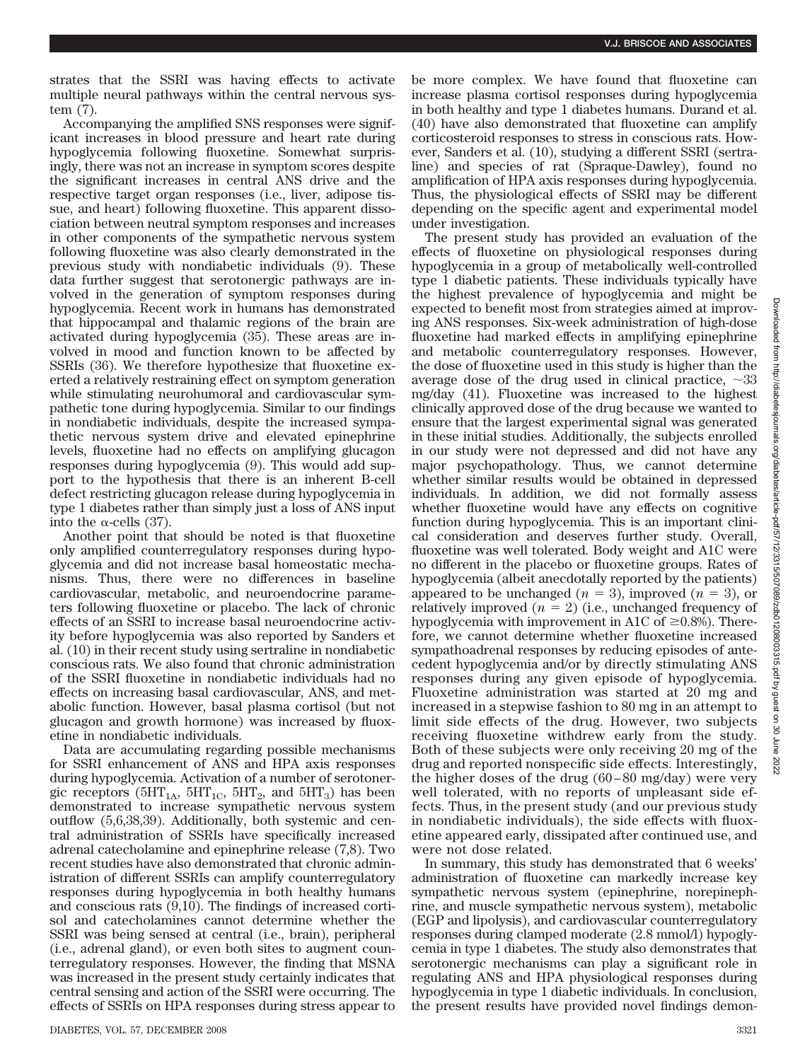strates that the SSRI was having effects to activate multiple neural pathways within the central nervous system (7).

Accompanying the amplified SNS responses were significant increases in blood pressure and heart rate during hypoglycemia following fluoxetine. Somewhat surprisingly, there was not an increase in symptom scores despite the significant increases in central ANS drive and the respective target organ responses (i.e., liver, adipose tissue, and heart) following fluoxetine. This apparent dissociation between neutral symptom responses and increases in other components of the sympathetic nervous system following fluoxetine was also clearly demonstrated in the previous study with nondiabetic individuals (9). These data further suggest that serotonergic pathways are involved in the generation of symptom responses during hypoglycemia. Recent work in humans has demonstrated that hippocampal and thalamic regions of the brain are activated during hypoglycemia (35). These areas are involved in mood and function known to be affected by SSRIs (36). We therefore hypothesize that fluoxetine exerted a relatively restraining effect on symptom generation while stimulating neurohumoral and cardiovascular sympathetic tone during hypoglycemia. Similar to our findings in nondiabetic individuals, despite the increased sympathetic nervous system drive and elevated epinephrine levels, fluoxetine had no effects on amplifying glucagon responses during hypoglycemia (9). This would add support to the hypothesis that there is an inherent B-cell defect restricting glucagon release during hypoglycemia in type 1 diabetes rather than simply just a loss of ANS input into the α-cells (37).

Another point that should be noted is that fluoxetine only amplified counterregulatory responses during hypoglycemia and did not increase basal homeostatic mechanisms. Thus, there were no differences in baseline cardiovascular, metabolic, and neuroendocrine parameters following fluoxetine or placebo. The lack of chronic effects of an SSRI to increase basal neuroendocrine activity before hypoglycemia was also reported by Sanders et al. (10) in their recent study using sertraline in nondiabetic conscious rats. We also found that chronic administration of the SSRI fluoxetine in nondiabetic individuals had no effects on increasing basal cardiovascular, ANS, and metabolic function. However, basal plasma cortisol (but not glucagon and growth hormone) was increased by fluoxetine in nondiabetic individuals.

Data are accumulating regarding possible mechanisms for SSRI enhancement of ANS and HPA axis responses during hypoglycemia. Activation of a number of serotonergic receptors ($5HT_{1A}$, $5HT_{1C}$, $5HT_2$, and $5HT_3$) has been demonstrated to increase sympathetic nervous system outflow (5,6,38,39). Additionally, both systemic and central administration of SSRIs have specifically increased adrenal catecholamine and epinephrine release (7,8). Two recent studies have also demonstrated that chronic administration of different SSRIs can amplify counterregulatory responses during hypoglycemia in both healthy humans and conscious rats (9,10). The findings of increased cortisol and catecholamines cannot determine whether the SSRI was being sensed at central (i.e., brain), peripheral (i.e., adrenal gland), or even both sites to augment counterregulatory responses. However, the finding that MSNA was increased in the present study certainly indicates that central sensing and action of the SSRI were occurring. The effects of SSRIs on HPA responses during stress appear to be more complex. We have found that fluoxetine can increase plasma cortisol responses during hypoglycemia in both healthy and type 1 diabetes humans. Durand et al. (40) have also demonstrated that fluoxetine can amplify corticosteroid responses to stress in conscious rats. However, Sanders et al. (10), studying a different SSRI (sertraline) and species of rat (Spraque-Dawley), found no amplification of HPA axis responses during hypoglycemia. Thus, the physiological effects of SSRI may be different depending on the specific agent and experimental model under investigation.

The present study has provided an evaluation of the effects of fluoxetine on physiological responses during hypoglycemia in a group of metabolically well-controlled type 1 diabetic patients. These individuals typically have the highest prevalence of hypoglycemia and might be expected to benefit most from strategies aimed at improving ANS responses. Six-week administration of high-dose fluoxetine had marked effects in amplifying epinephrine and metabolic counterregulatory responses. However, the dose of fluoxetine used in this study is higher than the average dose of the drug used in clinical practice, ~33 mg/day (41). Fluoxetine was increased to the highest clinically approved dose of the drug because we wanted to ensure that the largest experimental signal was generated in these initial studies. Additionally, the subjects enrolled in our study were not depressed and did not have any major psychopathology. Thus, we cannot determine whether similar results would be obtained in depressed individuals. In addition, we did not formally assess whether fluoxetine would have any effects on cognitive function during hypoglycemia. This is an important clinical consideration and deserves further study. Overall, fluoxetine was well tolerated. Body weight and A1C were no different in the placebo or fluoxetine groups. Rates of hypoglycemia (albeit anecdotally reported by the patients) appeared to be unchanged ($n = 3$), improved ($n = 3$), or relatively improved ($n = 2$) (i.e., unchanged frequency of hypoglycemia with improvement in A1C of ≥0.8%). Therefore, we cannot determine whether fluoxetine increased sympathoadrenal responses by reducing episodes of antecedent hypoglycemia and/or by directly stimulating ANS responses during any given episode of hypoglycemia. Fluoxetine administration was started at 20 mg and increased in a stepwise fashion to 80 mg in an attempt to limit side effects of the drug. However, two subjects receiving fluoxetine withdrew early from the study. Both of these subjects were only receiving 20 mg of the drug and reported nonspecific side effects. Interestingly, the higher doses of the drug (60–80 mg/day) were very well tolerated, with no reports of unpleasant side effects. Thus, in the present study (and our previous study in nondiabetic individuals), the side effects with fluoxetine appeared early, dissipated after continued use, and were not dose related.

In summary, this study has demonstrated that 6 weeks' administration of fluoxetine can markedly increase key sympathetic nervous system (epinephrine, norepinephrine, and muscle sympathetic nervous system), metabolic (EGP and lipolysis), and cardiovascular counterregulatory responses during clamped moderate (2.8 mmol/l) hypoglycemia in type 1 diabetes. The study also demonstrates that serotonergic mechanisms can play a significant role in regulating ANS and HPA physiological responses during hypoglycemia in type 1 diabetic individuals. In conclusion, the present results have provided novel findings demon-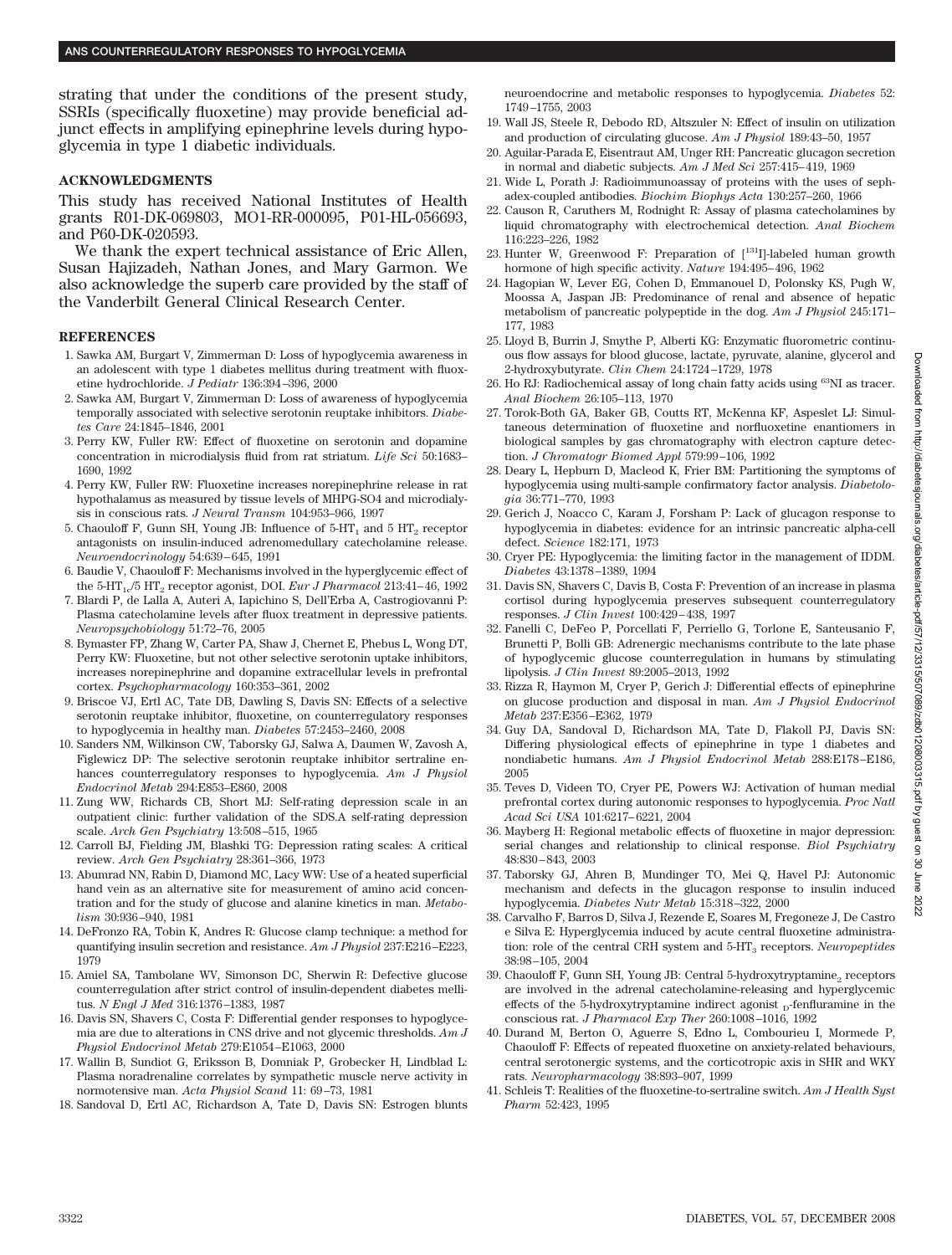strating that under the conditions of the present study, SSRIs (specifically fluoxetine) may provide beneficial adjunct effects in amplifying epinephrine levels during hypoglycemia in type 1 diabetic individuals.

## ACKNOWLEDGMENTS

This study has received National Institutes of Health grants R01-DK-069803, MO1-RR-000095, P01-HL-056693, and P60-DK-020593.

We thank the expert technical assistance of Eric Allen, Susan Hajizadeh, Nathan Jones, and Mary Garmon. We also acknowledge the superb care provided by the staff of the Vanderbilt General Clinical Research Center.

## REFERENCES

1. Sawka AM, Burgart V, Zimmerman D: Loss of hypoglycemia awareness in an adolescent with type 1 diabetes mellitus during treatment with fluoxetine hydrochloride. *J Pediatr* 136:394–396, 2000
2. Sawka AM, Burgart V, Zimmerman D: Loss of awareness of hypoglycemia temporally associated with selective serotonin reuptake inhibitors. *Diabetes Care* 24:1845–1846, 2001
3. Perry KW, Fuller RW: Effect of fluoxetine on serotonin and dopamine concentration in microdialysis fluid from rat striatum. *Life Sci* 50:1683–1690, 1992
4. Perry KW, Fuller RW: Fluoxetine increases norepinephrine release in rat hypothalamus as measured by tissue levels of MHPG-SO4 and microdialysis in conscious rats. *J Neural Transm* 104:953–966, 1997
5. Chaouloff F, Gunn SH, Young JB: Influence of $5\text{-HT}_1$ and $5\ \text{HT}_2$ receptor antagonists on insulin-induced adrenomedullary catecholamine release. *Neuroendocrinology* 54:639–645, 1991
6. Baudie V, Chaouloff F: Mechanisms involved in the hyperglycemic effect of the $5\text{-HT}_{1c}/5\ \text{HT}_2$ receptor agonist, DOI. *Eur J Pharmacol* 213:41–46, 1992
7. Blardi P, de Lalla A, Auteri A, Iapichino S, Dell'Erba A, Castrogiovanni P: Plasma catecholamine levels after flux treatment in depressive patients. *Neuropsychobiology* 51:72–76, 2005
8. Bymaster FP, Zhang W, Carter PA, Shaw J, Chernet E, Phebus L, Wong DT, Perry KW: Fluoxetine, but not other selective serotonin uptake inhibitors, increases norepinephrine and dopamine extracellular levels in prefrontal cortex. *Psychopharmacology* 160:353–361, 2002
9. Briscoe VJ, Ertl AC, Tate DB, Dawling S, Davis SN: Effects of a selective serotonin reuptake inhibitor, fluoxetine, on counterregulatory responses to hypoglycemia in healthy man. *Diabetes* 57:2453–2460, 2008
10. Sanders NM, Wilkinson CW, Taborsky GJ, Salwa A, Daumen W, Zavosh A, Figlewicz DP: The selective serotonin reuptake inhibitor sertraline enhances counterregulatory responses to hypoglycemia. *Am J Physiol Endocrinol Metab* 294:E853–E860, 2008
11. Zung WW, Richards CB, Short MJ: Self-rating depression scale in an outpatient clinic: further validation of the SDS.A self-rating depression scale. *Arch Gen Psychiatry* 13:508–515, 1965
12. Carroll BJ, Fielding JM, Blashki TG: Depression rating scales: A critical review. *Arch Gen Psychiatry* 28:361–366, 1973
13. Abumrad NN, Rabin D, Diamond MC, Lacy WW: Use of a heated superficial hand vein as an alternative site for measurement of amino acid concentration and for the study of glucose and alanine kinetics in man. *Metabolism* 30:936–940, 1981
14. DeFronzo RA, Tobin K, Andres R: Glucose clamp technique: a method for quantifying insulin secretion and resistance. *Am J Physiol* 237:E216–E223, 1979
15. Amiel SA, Tambolane WV, Simonson DC, Sherwin R: Defective glucose counterregulation after strict control of insulin-dependent diabetes mellitus. *N Engl J Med* 316:1376–1383, 1987
16. Davis SN, Shavers C, Costa F: Differential gender responses to hypoglycemia are due to alterations in CNS drive and not glycemic thresholds. *Am J Physiol Endocrinol Metab* 279:E1054–E1063, 2000
17. Wallin B, Sundiot G, Eriksson B, Domniak P, Grobecker H, Lindblad L: Plasma noradrenaline correlates by sympathetic muscle nerve activity in normotensive man. *Acta Physiol Scand* 11: 69–73, 1981
18. Sandoval D, Ertl AC, Richardson A, Tate D, Davis SN: Estrogen blunts neuroendocrine and metabolic responses to hypoglycemia. *Diabetes* 52: 1749–1755, 2003
19. Wall JS, Steele R, Debodo RD, Altszuler N: Effect of insulin on utilization and production of circulating glucose. *Am J Physiol* 189:43–50, 1957
20. Aguilar-Parada E, Eisentraut AM, Unger RH: Pancreatic glucagon secretion in normal and diabetic subjects. *Am J Med Sci* 257:415–419, 1969
21. Wide L, Porath J: Radioimmunoassay of proteins with the uses of sephadex-coupled antibodies. *Biochim Biophys Acta* 130:257–260, 1966
22. Causon R, Caruthers M, Rodnight R: Assay of plasma catecholamines by liquid chromatography with electrochemical detection. *Anal Biochem* 116:223–226, 1982
23. Hunter W, Greenwood F: Preparation of [$^{131}$I]-labeled human growth hormone of high specific activity. *Nature* 194:495–496, 1962
24. Hagopian W, Lever EG, Cohen D, Emmanouel D, Polonsky KS, Pugh W, Moossa A, Jaspan JB: Predominance of renal and absence of hepatic metabolism of pancreatic polypeptide in the dog. *Am J Physiol* 245:171–177, 1983
25. Lloyd B, Burrin J, Smythe P, Alberti KG: Enzymatic fluorometric continuous flow assays for blood glucose, lactate, pyruvate, alanine, glycerol and 2-hydroxybutyrate. *Clin Chem* 24:1724–1729, 1978
26. Ho RJ: Radiochemical assay of long chain fatty acids using $^{63}$NI as tracer. *Anal Biochem* 26:105–113, 1970
27. Torok-Both GA, Baker GB, Coutts RT, McKenna KF, Aspeslet LJ: Simultaneous determination of fluoxetine and norfluoxetine enantiomers in biological samples by gas chromatography with electron capture detection. *J Chromatogr Biomed Appl* 579:99–106, 1992
28. Deary L, Hepburn D, Macleod K, Frier BM: Partitioning the symptoms of hypoglycemia using multi-sample confirmatory factor analysis. *Diabetologia* 36:771–770, 1993
29. Gerich J, Noacco C, Karam J, Forsham P: Lack of glucagon response to hypoglycemia in diabetes: evidence for an intrinsic pancreatic alpha-cell defect. *Science* 182:171, 1973
30. Cryer PE: Hypoglycemia: the limiting factor in the management of IDDM. *Diabetes* 43:1378–1389, 1994
31. Davis SN, Shavers C, Davis B, Costa F: Prevention of an increase in plasma cortisol during hypoglycemia preserves subsequent counterregulatory responses. *J Clin Invest* 100:429–438, 1997
32. Fanelli C, DeFeo P, Porcellati F, Perriello G, Torlone E, Santeusanio F, Brunetti P, Bolli GB: Adrenergic mechanisms contribute to the late phase of hypoglycemic glucose counterregulation in humans by stimulating lipolysis. *J Clin Invest* 89:2005–2013, 1992
33. Rizza R, Haymon M, Cryer P, Gerich J: Differential effects of epinephrine on glucose production and disposal in man. *Am J Physiol Endocrinol Metab* 237:E356–E362, 1979
34. Guy DA, Sandoval D, Richardson MA, Tate D, Flakoll PJ, Davis SN: Differing physiological effects of epinephrine in type 1 diabetes and nondiabetic humans. *Am J Physiol Endocrinol Metab* 288:E178–E186, 2005
35. Teves D, Videen TO, Cryer PE, Powers WJ: Activation of human medial prefrontal cortex during autonomic responses to hypoglycemia. *Proc Natl Acad Sci USA* 101:6217–6221, 2004
36. Mayberg H: Regional metabolic effects of fluoxetine in major depression: serial changes and relationship to clinical response. *Biol Psychiatry* 48:830–843, 2003
37. Taborsky GJ, Ahren B, Mundinger TO, Mei Q, Havel PJ: Autonomic mechanism and defects in the glucagon response to insulin induced hypoglycemia. *Diabetes Nutr Metab* 15:318–322, 2000
38. Carvalho F, Barros D, Silva J, Rezende E, Soares M, Fregoneze J, De Castro e Silva E: Hyperglycemia induced by acute central fluoxetine administration: role of the central CRH system and $5\text{-HT}_3$ receptors. *Neuropeptides* 38:98–105, 2004
39. Chaouloff F, Gunn SH, Young JB: Central 5-hydroxytryptamine$_2$ receptors are involved in the adrenal catecholamine-releasing and hyperglycemic effects of the 5-hydroxytryptamine indirect agonist $_{\text{D}}$-fenfluramine in the conscious rat. *J Pharmacol Exp Ther* 260:1008–1016, 1992
40. Durand M, Berton O, Aguerre S, Edno L, Combourieu I, Mormede P, Chaouloff F: Effects of repeated fluoxetine on anxiety-related behaviours, central serotonergic systems, and the corticotropic axis in SHR and WKY rats. *Neuropharmacology* 38:893–907, 1999
41. Schleis T: Realities of the fluoxetine-to-sertraline switch. *Am J Health Syst Pharm* 52:423, 1995